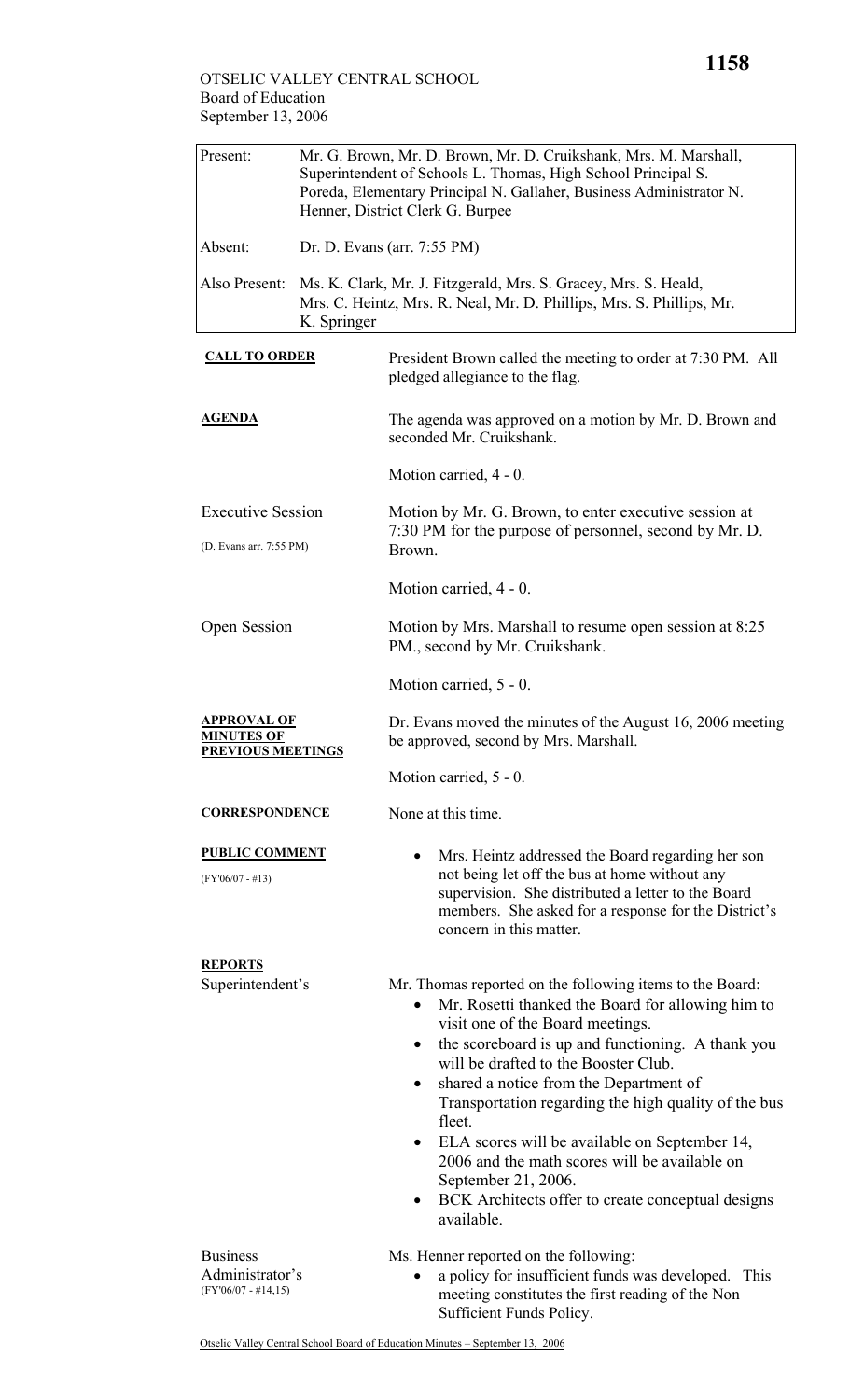OTSELIC VALLEY CENTRAL SCHOOL
Board of Education
September 13, 2006

| | |
|---|---|
| Present: | Mr. G. Brown, Mr. D. Brown, Mr. D. Cruikshank, Mrs. M. Marshall, Superintendent of Schools L. Thomas, High School Principal S. Poreda, Elementary Principal N. Gallaher, Business Administrator N. Henner, District Clerk G. Burpee |
| Absent: | Dr. D. Evans (arr. 7:55 PM) |
| Also Present: | Ms. K. Clark, Mr. J. Fitzgerald, Mrs. S. Gracey, Mrs. S. Heald, Mrs. C. Heintz, Mrs. R. Neal, Mr. D. Phillips, Mrs. S. Phillips, Mr. K. Springer |

**CALL TO ORDER**

President Brown called the meeting to order at 7:30 PM. All pledged allegiance to the flag.

**AGENDA**

The agenda was approved on a motion by Mr. D. Brown and seconded Mr. Cruikshank.

Motion carried, 4 - 0.

**Executive Session**

(D. Evans arr. 7:55 PM)

Motion by Mr. G. Brown, to enter executive session at 7:30 PM for the purpose of personnel, second by Mr. D. Brown.

Motion carried, 4 - 0.

**Open Session**

Motion by Mrs. Marshall to resume open session at 8:25 PM., second by Mr. Cruikshank.

Motion carried, 5 - 0.

**APPROVAL OF MINUTES OF PREVIOUS MEETINGS**

Dr. Evans moved the minutes of the August 16, 2006 meeting be approved, second by Mrs. Marshall.

Motion carried, 5 - 0.

**CORRESPONDENCE**

None at this time.

**PUBLIC COMMENT**

(FY'06/07 - #13)

- Mrs. Heintz addressed the Board regarding her son not being let off the bus at home without any supervision. She distributed a letter to the Board members. She asked for a response for the District's concern in this matter.

**REPORTS**

Superintendent's

Mr. Thomas reported on the following items to the Board:

- Mr. Rosetti thanked the Board for allowing him to visit one of the Board meetings.
- the scoreboard is up and functioning. A thank you will be drafted to the Booster Club.
- shared a notice from the Department of Transportation regarding the high quality of the bus fleet.
- ELA scores will be available on September 14, 2006 and the math scores will be available on September 21, 2006.
- BCK Architects offer to create conceptual designs available.

Business Administrator's
(FY'06/07 - #14,15)

Ms. Henner reported on the following:

- a policy for insufficient funds was developed. This meeting constitutes the first reading of the Non Sufficient Funds Policy.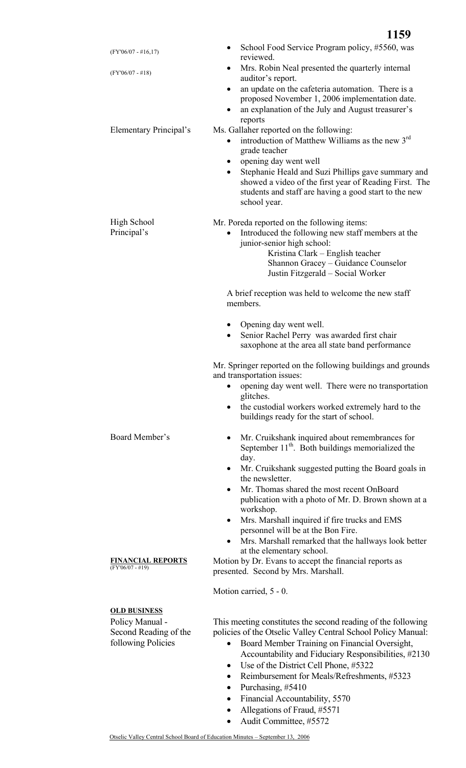(FY'06/07 - #16,17)

- School Food Service Program policy, #5560, was reviewed.

(FY'06/07 - #18)

- Mrs. Robin Neal presented the quarterly internal auditor's report.
- an update on the cafeteria automation. There is a proposed November 1, 2006 implementation date.
- an explanation of the July and August treasurer's reports

**Elementary Principal's**

Ms. Gallaher reported on the following:

- introduction of Matthew Williams as the new 3rd grade teacher
- opening day went well
- Stephanie Heald and Suzi Phillips gave summary and showed a video of the first year of Reading First. The students and staff are having a good start to the new school year.

**High School Principal's**

Mr. Poreda reported on the following items:

- Introduced the following new staff members at the junior-senior high school:
  - Kristina Clark – English teacher
  - Shannon Gracey – Guidance Counselor
  - Justin Fitzgerald – Social Worker

A brief reception was held to welcome the new staff members.

- Opening day went well.
- Senior Rachel Perry was awarded first chair saxophone at the area all state band performance

Mr. Springer reported on the following buildings and grounds and transportation issues:

- opening day went well. There were no transportation glitches.
- the custodial workers worked extremely hard to the buildings ready for the start of school.

**Board Member's**

- Mr. Cruikshank inquired about remembrances for September 11th. Both buildings memorialized the day.
- Mr. Cruikshank suggested putting the Board goals in the newsletter.
- Mr. Thomas shared the most recent OnBoard publication with a photo of Mr. D. Brown shown at a workshop.
- Mrs. Marshall inquired if fire trucks and EMS personnel will be at the Bon Fire.
- Mrs. Marshall remarked that the hallways look better at the elementary school.

**FINANCIAL REPORTS**
(FY'06/07 - #19)

Motion by Dr. Evans to accept the financial reports as presented. Second by Mrs. Marshall.

Motion carried, 5 - 0.

**OLD BUSINESS**

**Policy Manual - Second Reading of the following Policies**

This meeting constitutes the second reading of the following policies of the Otselic Valley Central School Policy Manual:

- Board Member Training on Financial Oversight, Accountability and Fiduciary Responsibilities, #2130
- Use of the District Cell Phone, #5322
- Reimbursement for Meals/Refreshments, #5323
- Purchasing, #5410
- Financial Accountability, 5570
- Allegations of Fraud, #5571
- Audit Committee, #5572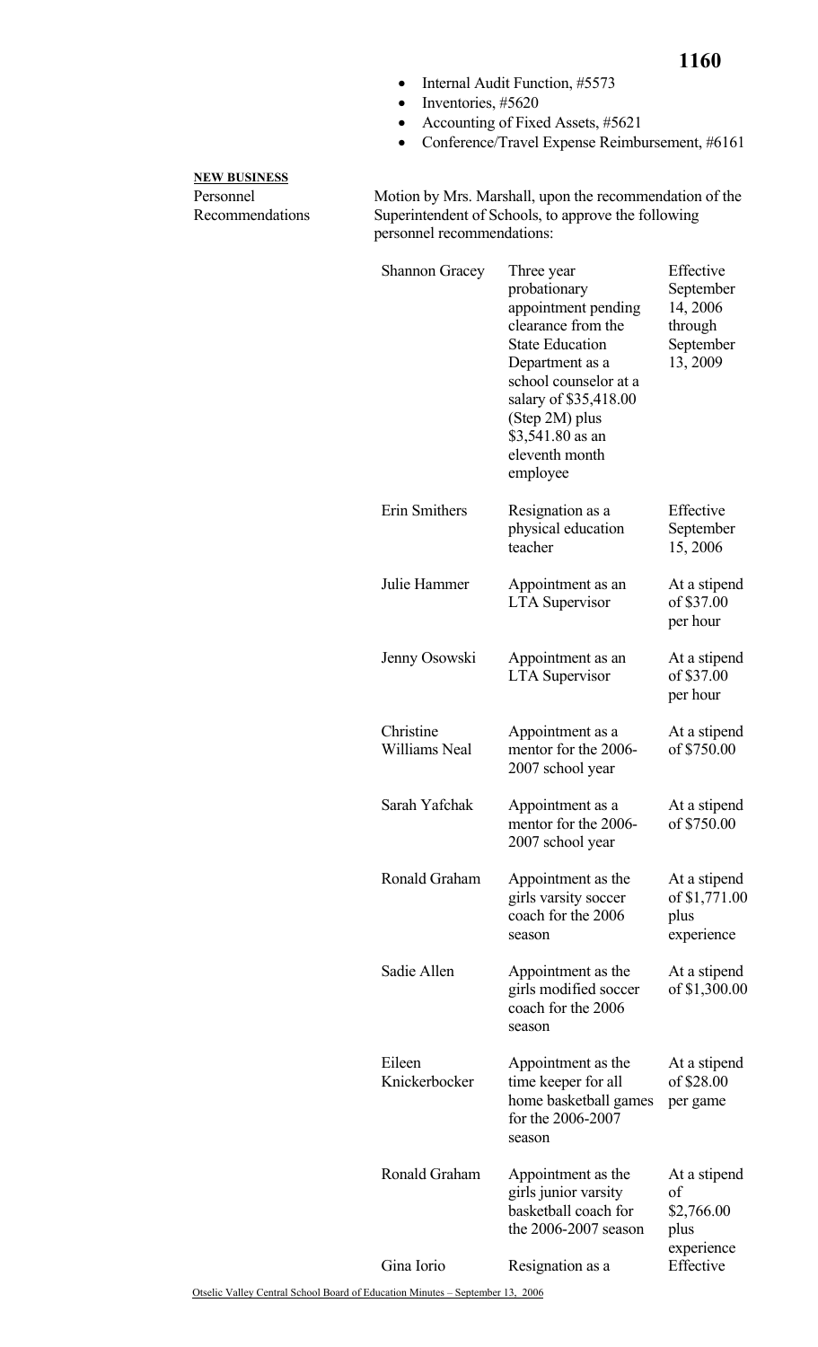- Internal Audit Function, #5573
- Inventories, #5620
- Accounting of Fixed Assets, #5621
- Conference/Travel Expense Reimbursement, #6161

**NEW BUSINESS**

Personnel Recommendations

Motion by Mrs. Marshall, upon the recommendation of the Superintendent of Schools, to approve the following personnel recommendations:

| | | |
|---|---|---|
| Shannon Gracey | Three year probationary appointment pending clearance from the State Education Department as a school counselor at a salary of $35,418.00 (Step 2M) plus $3,541.80 as an eleventh month employee | Effective September 14, 2006 through September 13, 2009 |
| Erin Smithers | Resignation as a physical education teacher | Effective September 15, 2006 |
| Julie Hammer | Appointment as an LTA Supervisor | At a stipend of $37.00 per hour |
| Jenny Osowski | Appointment as an LTA Supervisor | At a stipend of $37.00 per hour |
| Christine Williams Neal | Appointment as a mentor for the 2006-2007 school year | At a stipend of $750.00 |
| Sarah Yafchak | Appointment as a mentor for the 2006-2007 school year | At a stipend of $750.00 |
| Ronald Graham | Appointment as the girls varsity soccer coach for the 2006 season | At a stipend of $1,771.00 plus experience |
| Sadie Allen | Appointment as the girls modified soccer coach for the 2006 season | At a stipend of $1,300.00 |
| Eileen Knickerbocker | Appointment as the time keeper for all home basketball games for the 2006-2007 season | At a stipend of $28.00 per game |
| Ronald Graham | Appointment as the girls junior varsity basketball coach for the 2006-2007 season | At a stipend of $2,766.00 plus experience |
| Gina Iorio | Resignation as a | Effective |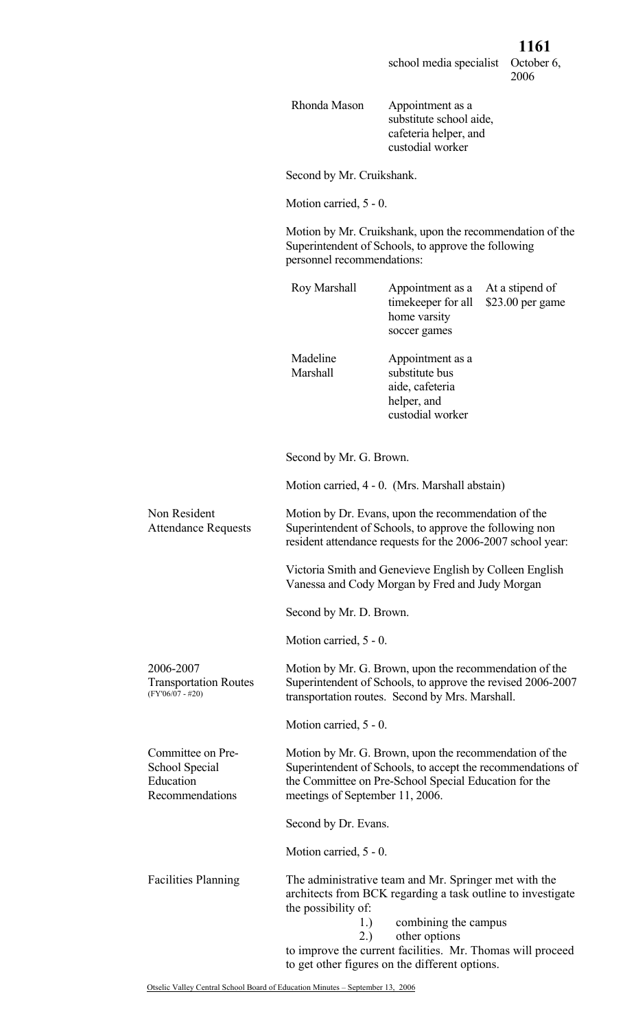| | | |
|---|---|---|
| | school media specialist | October 6, 2006 |
| Rhonda Mason | Appointment as a substitute school aide, cafeteria helper, and custodial worker | |

Second by Mr. Cruikshank.

Motion carried, 5 - 0.

Motion by Mr. Cruikshank, upon the recommendation of the Superintendent of Schools, to approve the following personnel recommendations:

| | | |
|---|---|---|
| Roy Marshall | Appointment as a timekeeper for all home varsity soccer games | At a stipend of $23.00 per game |
| Madeline Marshall | Appointment as a substitute bus aide, cafeteria helper, and custodial worker | |

Second by Mr. G. Brown.

Motion carried, 4 - 0. (Mrs. Marshall abstain)

**Non Resident Attendance Requests**

Motion by Dr. Evans, upon the recommendation of the Superintendent of Schools, to approve the following non resident attendance requests for the 2006-2007 school year:

Victoria Smith and Genevieve English by Colleen English
Vanessa and Cody Morgan by Fred and Judy Morgan

Second by Mr. D. Brown.

Motion carried, 5 - 0.

**2006-2007 Transportation Routes** (FY'06/07 - #20)

Motion by Mr. G. Brown, upon the recommendation of the Superintendent of Schools, to approve the revised 2006-2007 transportation routes. Second by Mrs. Marshall.

Motion carried, 5 - 0.

**Committee on Pre-School Special Education Recommendations**

Motion by Mr. G. Brown, upon the recommendation of the Superintendent of Schools, to accept the recommendations of the Committee on Pre-School Special Education for the meetings of September 11, 2006.

Second by Dr. Evans.

Motion carried, 5 - 0.

**Facilities Planning**

The administrative team and Mr. Springer met with the architects from BCK regarding a task outline to investigate the possibility of:

1.) combining the campus
2.) other options

to improve the current facilities. Mr. Thomas will proceed to get other figures on the different options.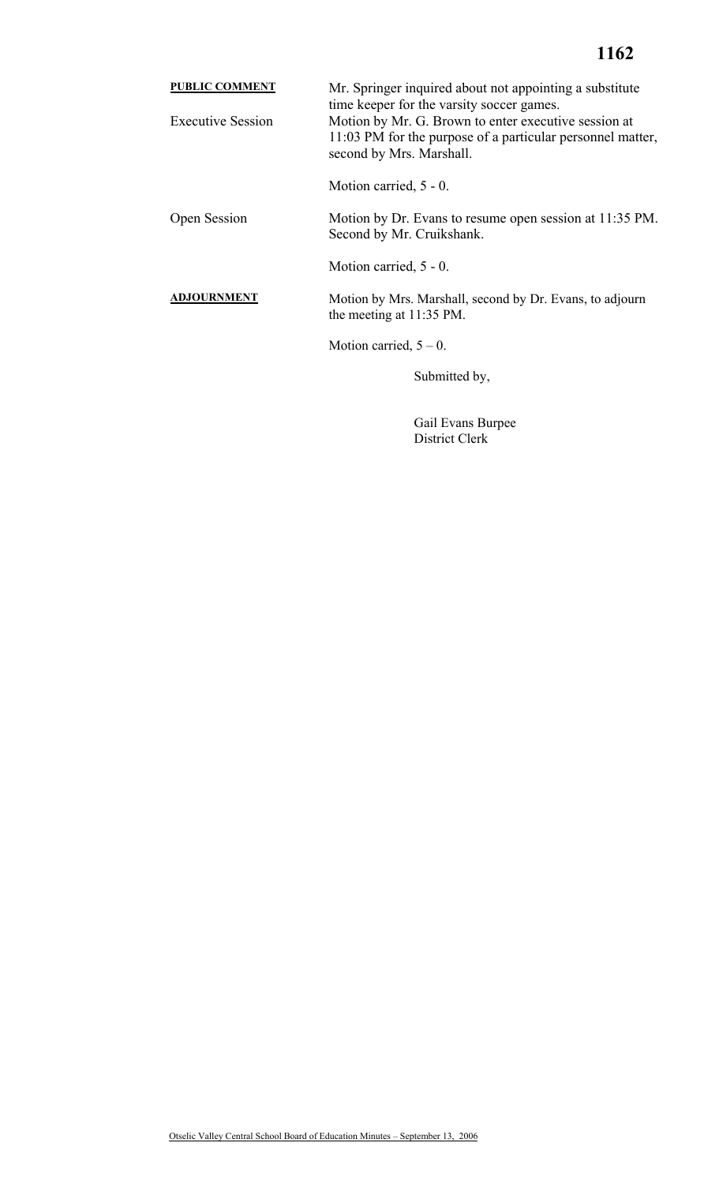**PUBLIC COMMENT**

Mr. Springer inquired about not appointing a substitute time keeper for the varsity soccer games.

Executive Session

Motion by Mr. G. Brown to enter executive session at 11:03 PM for the purpose of a particular personnel matter, second by Mrs. Marshall.

Motion carried, 5 - 0.

Open Session

Motion by Dr. Evans to resume open session at 11:35 PM. Second by Mr. Cruikshank.

Motion carried, 5 - 0.

**ADJOURNMENT**

Motion by Mrs. Marshall, second by Dr. Evans, to adjourn the meeting at 11:35 PM.

Motion carried, 5 – 0.

Submitted by,

Gail Evans Burpee
District Clerk